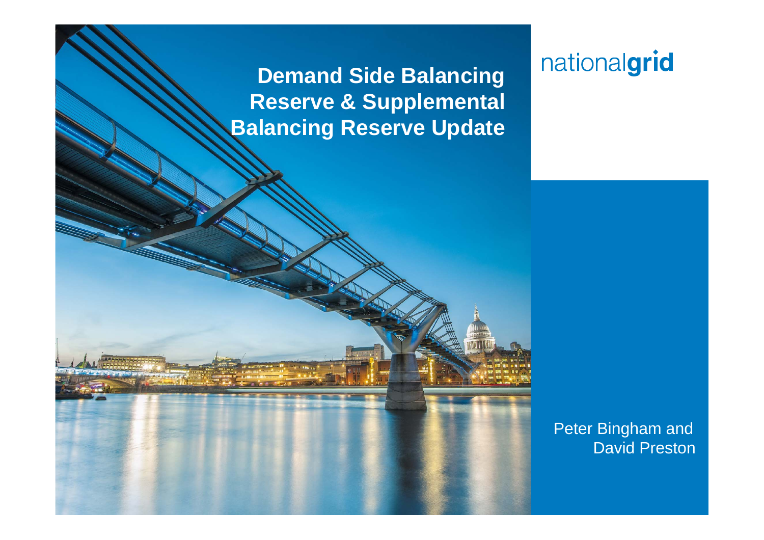# Demand Side Balancing Reserve & Supplemental Balancing Reserve Update

nationalgrid

Peter Bingham and David Preston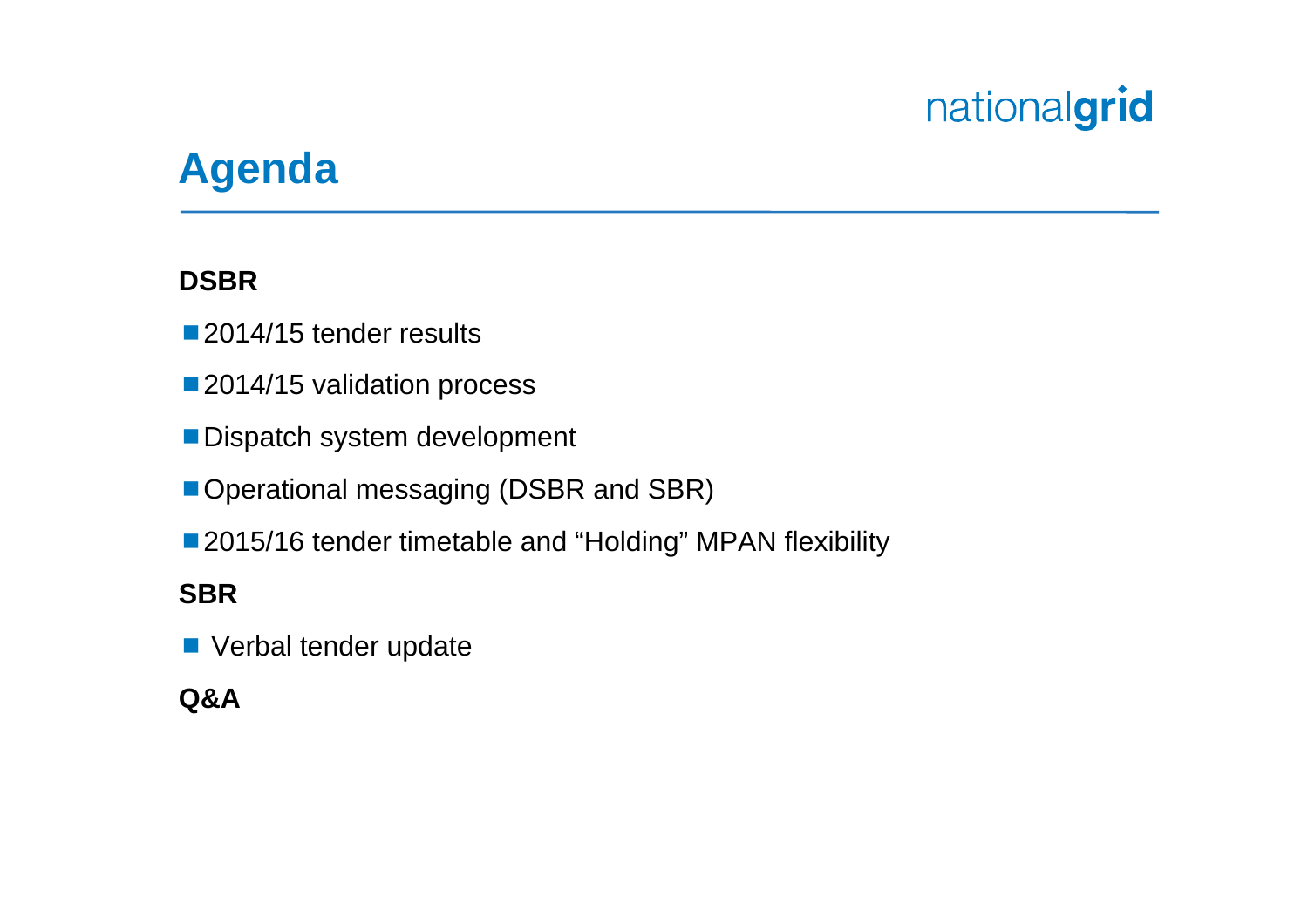# Agenda

**DSBR**

- 2014/15 tender results
- 2014/15 validation process
- Dispatch system development
- Operational messaging (DSBR and SBR)
- 2015/16 tender timetable and "Holding" MPAN flexibility

**SBR**

- Verbal tender update

**Q&A**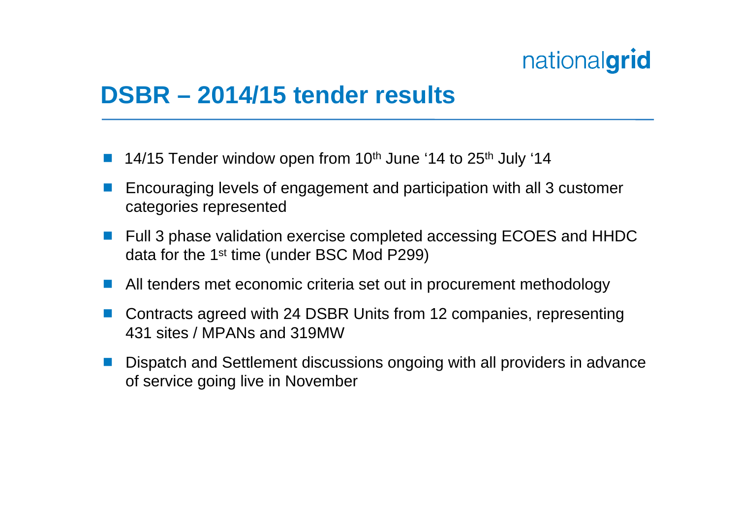# DSBR – 2014/15 tender results

- 14/15 Tender window open from 10th June '14 to 25th July '14
- Encouraging levels of engagement and participation with all 3 customer categories represented
- Full 3 phase validation exercise completed accessing ECOES and HHDC data for the 1st time (under BSC Mod P299)
- All tenders met economic criteria set out in procurement methodology
- Contracts agreed with 24 DSBR Units from 12 companies, representing 431 sites / MPANs and 319MW
- Dispatch and Settlement discussions ongoing with all providers in advance of service going live in November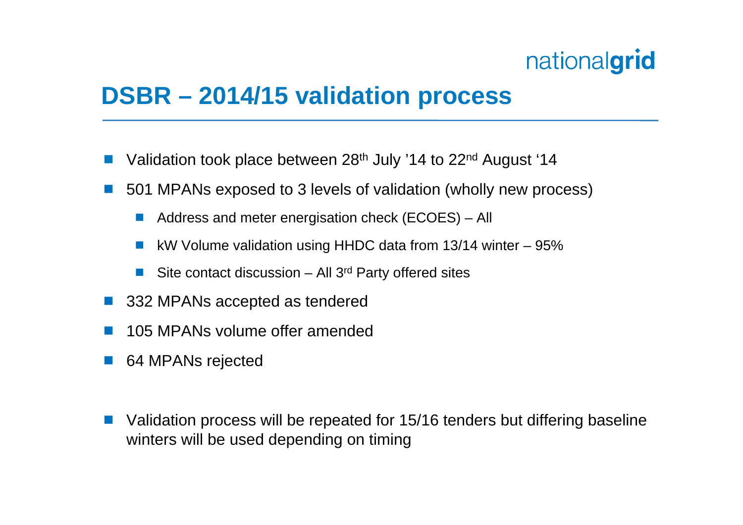# DSBR – 2014/15 validation process

- Validation took place between 28th July '14 to 22nd August '14
- 501 MPANs exposed to 3 levels of validation (wholly new process)
  - Address and meter energisation check (ECOES) – All
  - kW Volume validation using HHDC data from 13/14 winter – 95%
  - Site contact discussion – All 3rd Party offered sites
- 332 MPANs accepted as tendered
- 105 MPANs volume offer amended
- 64 MPANs rejected

- Validation process will be repeated for 15/16 tenders but differing baseline winters will be used depending on timing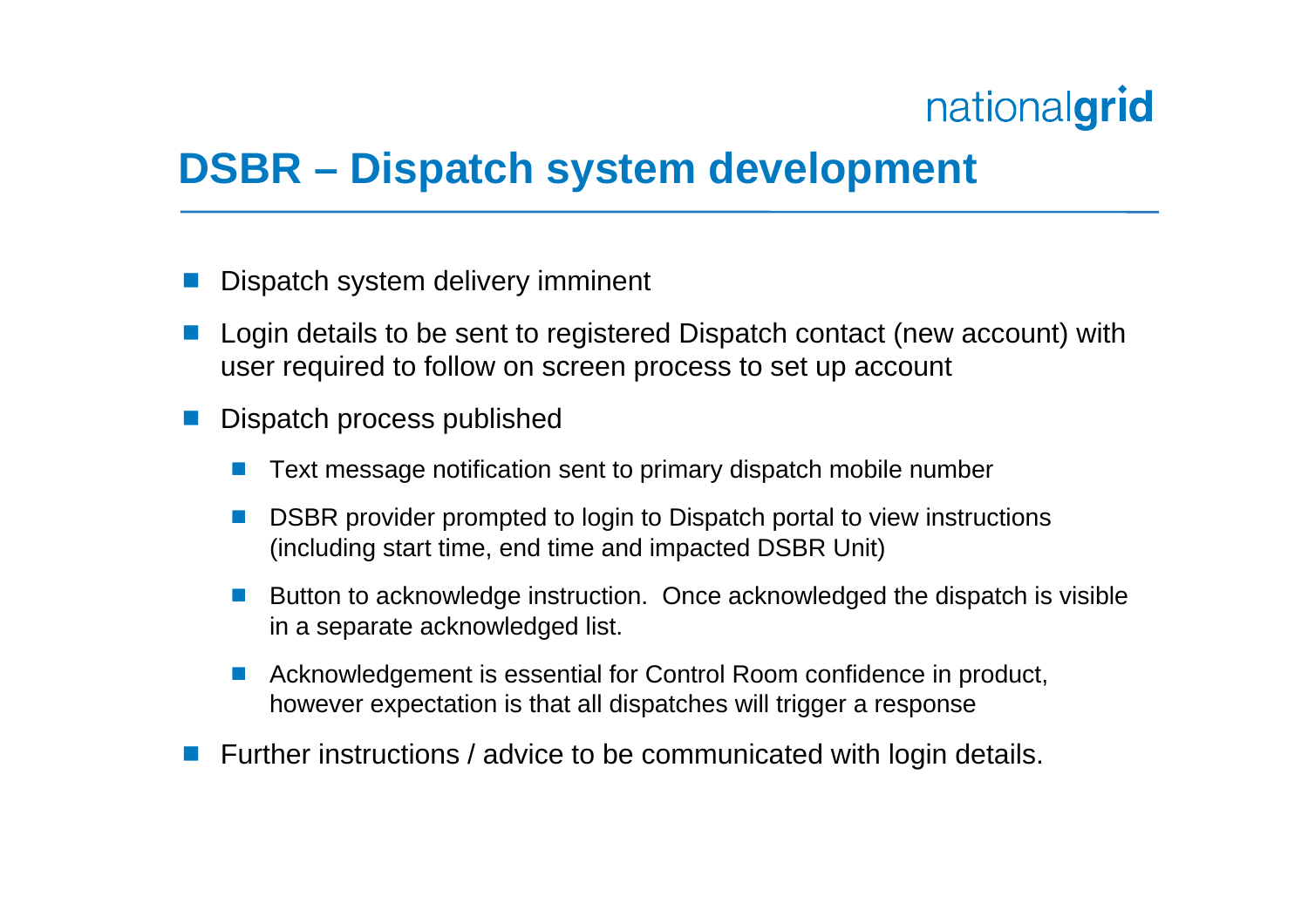# DSBR – Dispatch system development

- Dispatch system delivery imminent
- Login details to be sent to registered Dispatch contact (new account) with user required to follow on screen process to set up account
- Dispatch process published
  - Text message notification sent to primary dispatch mobile number
  - DSBR provider prompted to login to Dispatch portal to view instructions (including start time, end time and impacted DSBR Unit)
  - Button to acknowledge instruction. Once acknowledged the dispatch is visible in a separate acknowledged list.
  - Acknowledgement is essential for Control Room confidence in product, however expectation is that all dispatches will trigger a response
- Further instructions / advice to be communicated with login details.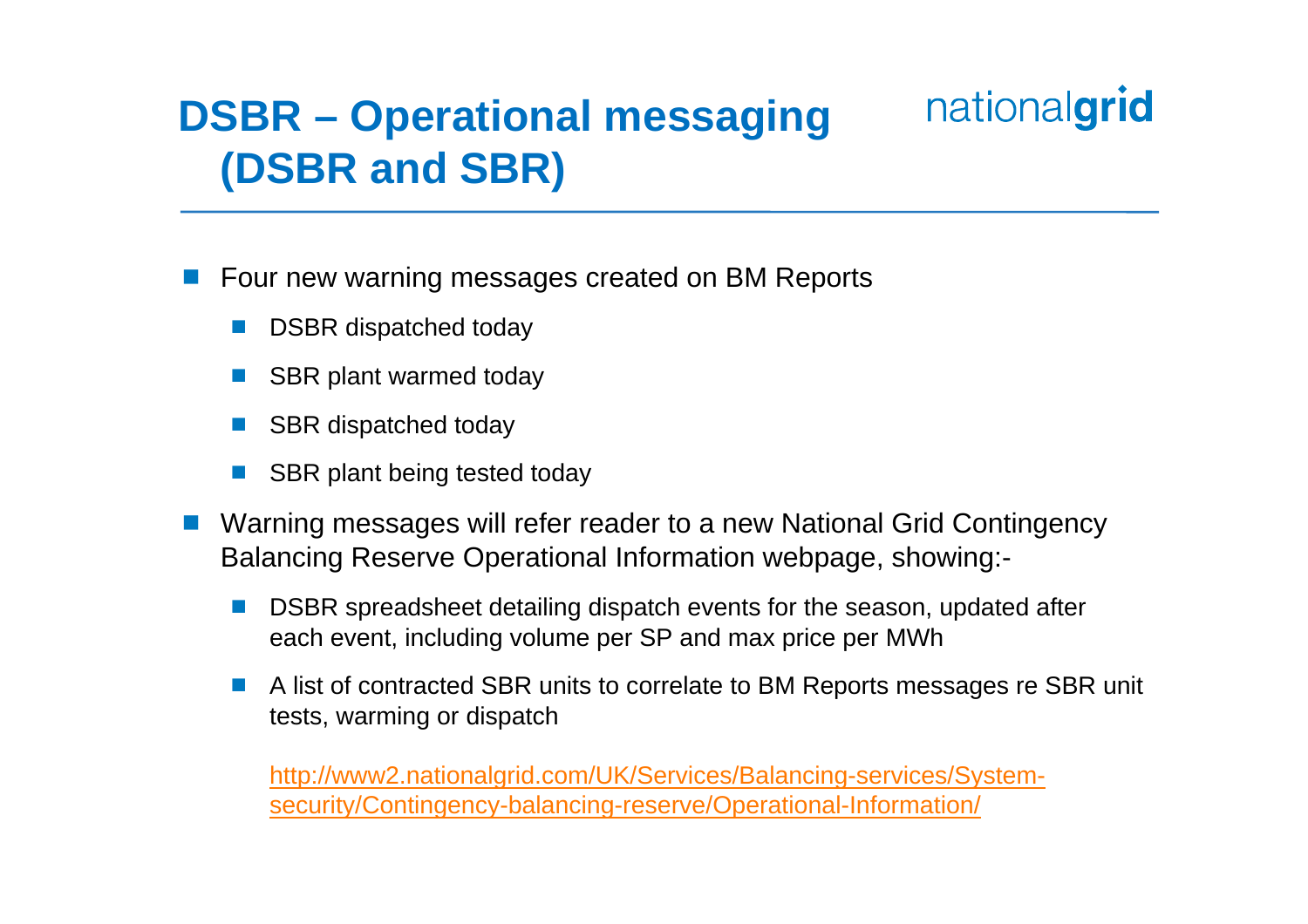# DSBR – Operational messaging (DSBR and SBR)

- Four new warning messages created on BM Reports
  - DSBR dispatched today
  - SBR plant warmed today
  - SBR dispatched today
  - SBR plant being tested today
- Warning messages will refer reader to a new National Grid Contingency Balancing Reserve Operational Information webpage, showing:-
  - DSBR spreadsheet detailing dispatch events for the season, updated after each event, including volume per SP and max price per MWh
  - A list of contracted SBR units to correlate to BM Reports messages re SBR unit tests, warming or dispatch

  http://www2.nationalgrid.com/UK/Services/Balancing-services/System-security/Contingency-balancing-reserve/Operational-Information/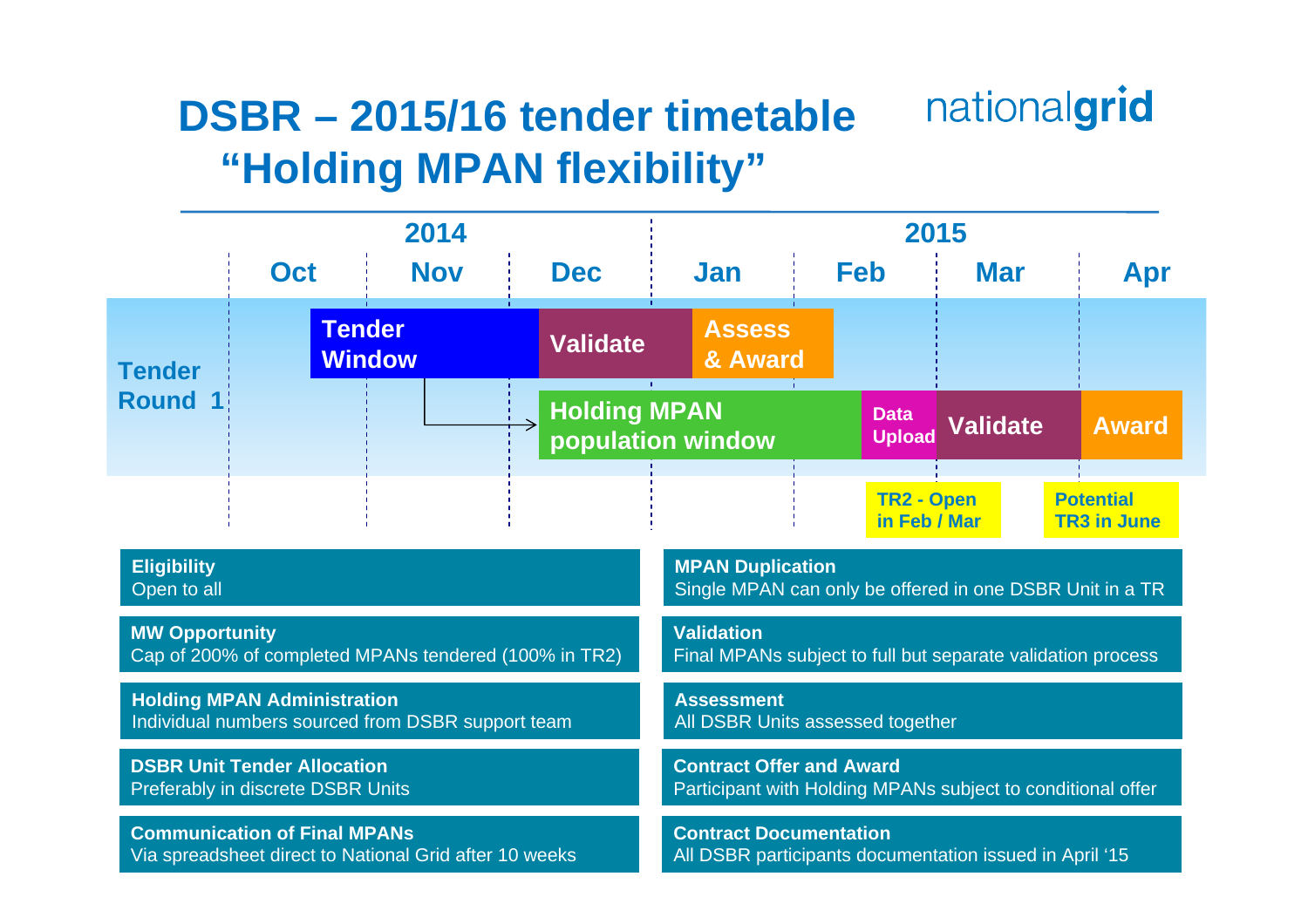# DSBR – 2015/16 tender timetable "Holding MPAN flexibility"

nationalgrid

| | 2014 | | | 2015 | | | |
|---|---|---|---|---|---|---|---|
| | Oct | Nov | Dec | Jan | Feb | Mar | Apr |

**Tender Round 1**

- Tender Window (mid-Oct – Nov) → Validate (Dec) → Assess & Award (Jan)
- Holding MPAN population window (Dec – Feb) → Data Upload (Feb) → Validate (Mar) → Award (Apr)

TR2 - Open in Feb / Mar

Potential TR3 in June

**Eligibility**
Open to all

**MW Opportunity**
Cap of 200% of completed MPANs tendered (100% in TR2)

**Holding MPAN Administration**
Individual numbers sourced from DSBR support team

**DSBR Unit Tender Allocation**
Preferably in discrete DSBR Units

**Communication of Final MPANs**
Via spreadsheet direct to National Grid after 10 weeks

**MPAN Duplication**
Single MPAN can only be offered in one DSBR Unit in a TR

**Validation**
Final MPANs subject to full but separate validation process

**Assessment**
All DSBR Units assessed together

**Contract Offer and Award**
Participant with Holding MPANs subject to conditional offer

**Contract Documentation**
All DSBR participants documentation issued in April '15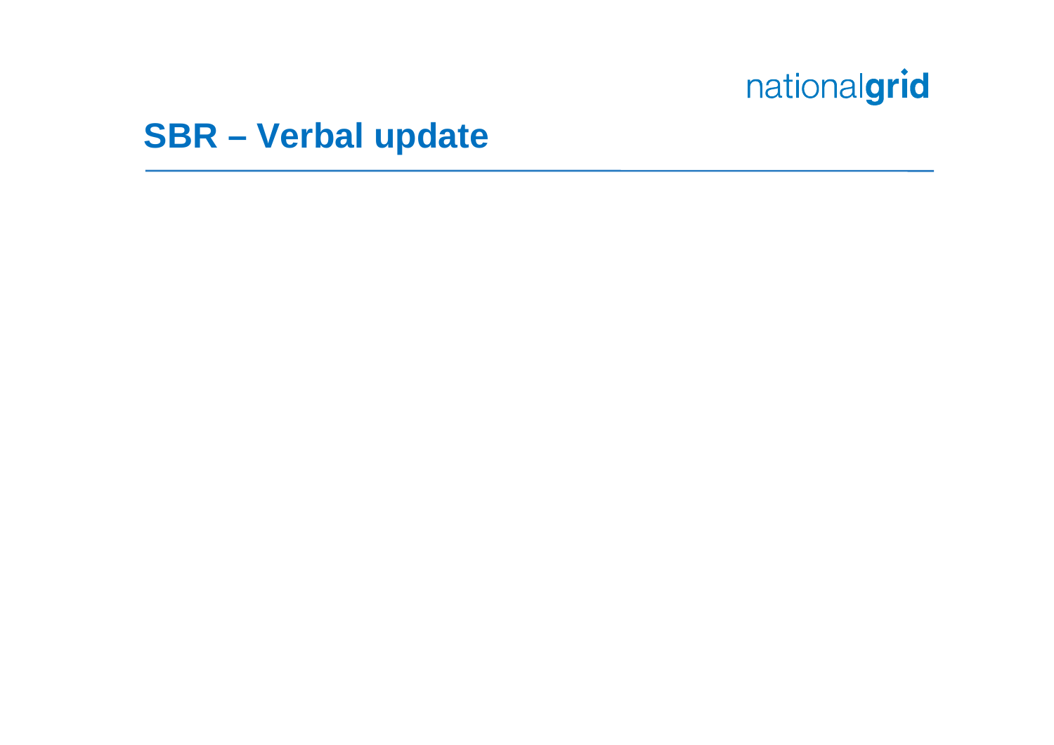# SBR – Verbal update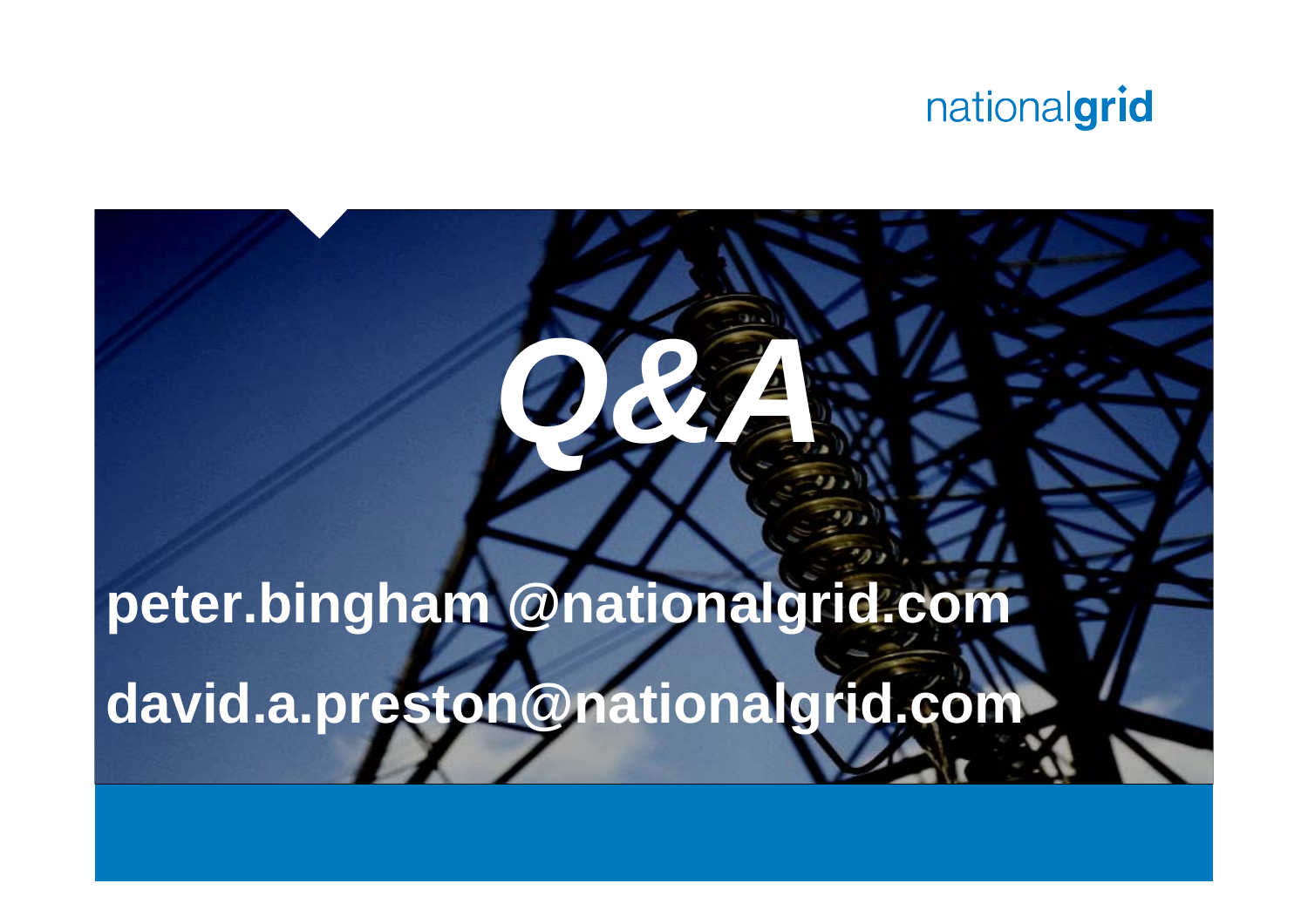# *Q&A*

**peter.bingham @nationalgrid.com**

**david.a.preston@nationalgrid.com**